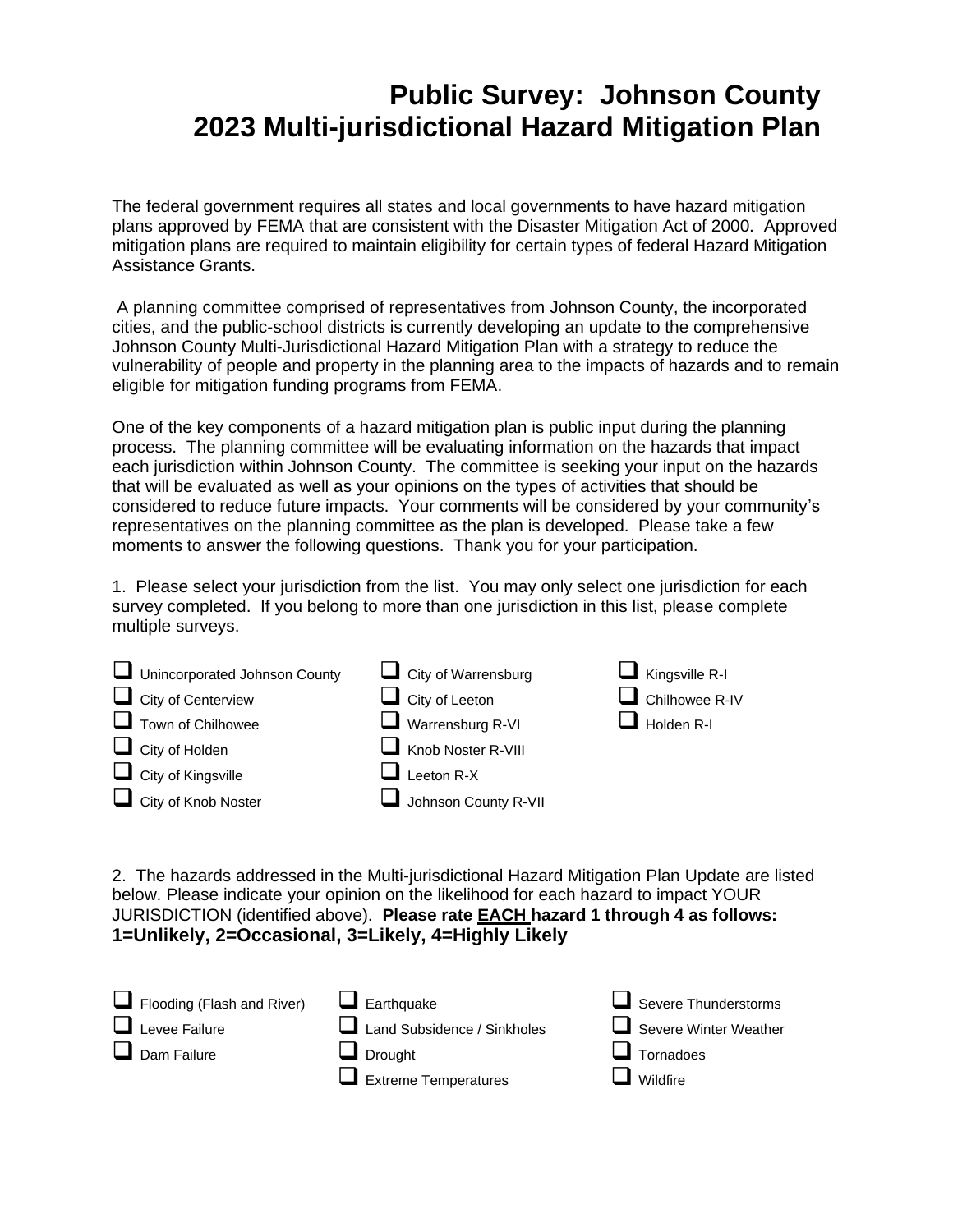# Public Survey: Johnson County
# 2023 Multi-jurisdictional Hazard Mitigation Plan

The federal government requires all states and local governments to have hazard mitigation plans approved by FEMA that are consistent with the Disaster Mitigation Act of 2000. Approved mitigation plans are required to maintain eligibility for certain types of federal Hazard Mitigation Assistance Grants.

A planning committee comprised of representatives from Johnson County, the incorporated cities, and the public-school districts is currently developing an update to the comprehensive Johnson County Multi-Jurisdictional Hazard Mitigation Plan with a strategy to reduce the vulnerability of people and property in the planning area to the impacts of hazards and to remain eligible for mitigation funding programs from FEMA.

One of the key components of a hazard mitigation plan is public input during the planning process. The planning committee will be evaluating information on the hazards that impact each jurisdiction within Johnson County. The committee is seeking your input on the hazards that will be evaluated as well as your opinions on the types of activities that should be considered to reduce future impacts. Your comments will be considered by your community's representatives on the planning committee as the plan is developed. Please take a few moments to answer the following questions. Thank you for your participation.

1. Please select your jurisdiction from the list. You may only select one jurisdiction for each survey completed. If you belong to more than one jurisdiction in this list, please complete multiple surveys.

- ☐ Unincorporated Johnson County
- ☐ City of Centerview
- ☐ Town of Chilhowee
- ☐ City of Holden
- ☐ City of Kingsville
- ☐ City of Knob Noster
- ☐ City of Warrensburg
- ☐ City of Leeton
- ☐ Warrensburg R-VI
- ☐ Knob Noster R-VIII
- ☐ Leeton R-X
- ☐ Johnson County R-VII
- ☐ Kingsville R-I
- ☐ Chilhowee R-IV
- ☐ Holden R-I

2. The hazards addressed in the Multi-jurisdictional Hazard Mitigation Plan Update are listed below. Please indicate your opinion on the likelihood for each hazard to impact YOUR JURISDICTION (identified above). **Please rate EACH hazard 1 through 4 as follows: 1=Unlikely, 2=Occasional, 3=Likely, 4=Highly Likely**

- ☐ Flooding (Flash and River)
- ☐ Levee Failure
- ☐ Dam Failure
- ☐ Earthquake
- ☐ Land Subsidence / Sinkholes
- ☐ Drought
- ☐ Extreme Temperatures
- ☐ Severe Thunderstorms
- ☐ Severe Winter Weather
- ☐ Tornadoes
- ☐ Wildfire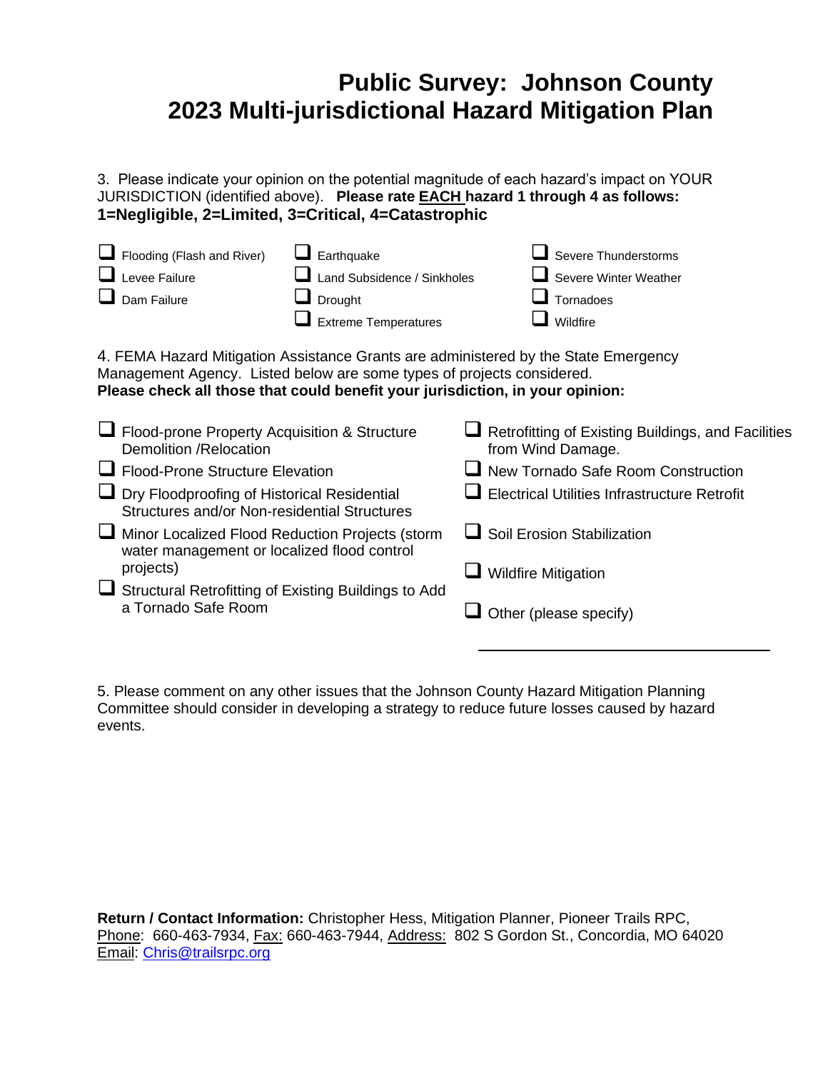# Public Survey: Johnson County 2023 Multi-jurisdictional Hazard Mitigation Plan

3. Please indicate your opinion on the potential magnitude of each hazard's impact on YOUR JURISDICTION (identified above). **Please rate EACH hazard 1 through 4 as follows: 1=Negligible, 2=Limited, 3=Critical, 4=Catastrophic**

- ☐ Flooding (Flash and River)
- ☐ Levee Failure
- ☐ Dam Failure
- ☐ Earthquake
- ☐ Land Subsidence / Sinkholes
- ☐ Drought
- ☐ Extreme Temperatures
- ☐ Severe Thunderstorms
- ☐ Severe Winter Weather
- ☐ Tornadoes
- ☐ Wildfire

4. FEMA Hazard Mitigation Assistance Grants are administered by the State Emergency Management Agency. Listed below are some types of projects considered. **Please check all those that could benefit your jurisdiction, in your opinion:**

- ☐ Flood-prone Property Acquisition & Structure Demolition /Relocation
- ☐ Flood-Prone Structure Elevation
- ☐ Dry Floodproofing of Historical Residential Structures and/or Non-residential Structures
- ☐ Minor Localized Flood Reduction Projects (storm water management or localized flood control projects)
- ☐ Structural Retrofitting of Existing Buildings to Add a Tornado Safe Room
- ☐ Retrofitting of Existing Buildings, and Facilities from Wind Damage.
- ☐ New Tornado Safe Room Construction
- ☐ Electrical Utilities Infrastructure Retrofit
- ☐ Soil Erosion Stabilization
- ☐ Wildfire Mitigation
- ☐ Other (please specify) ________________________

5. Please comment on any other issues that the Johnson County Hazard Mitigation Planning Committee should consider in developing a strategy to reduce future losses caused by hazard events.

**Return / Contact Information:** Christopher Hess, Mitigation Planner, Pioneer Trails RPC, Phone: 660-463-7934, Fax: 660-463-7944, Address: 802 S Gordon St., Concordia, MO 64020 Email: Chris@trailsrpc.org